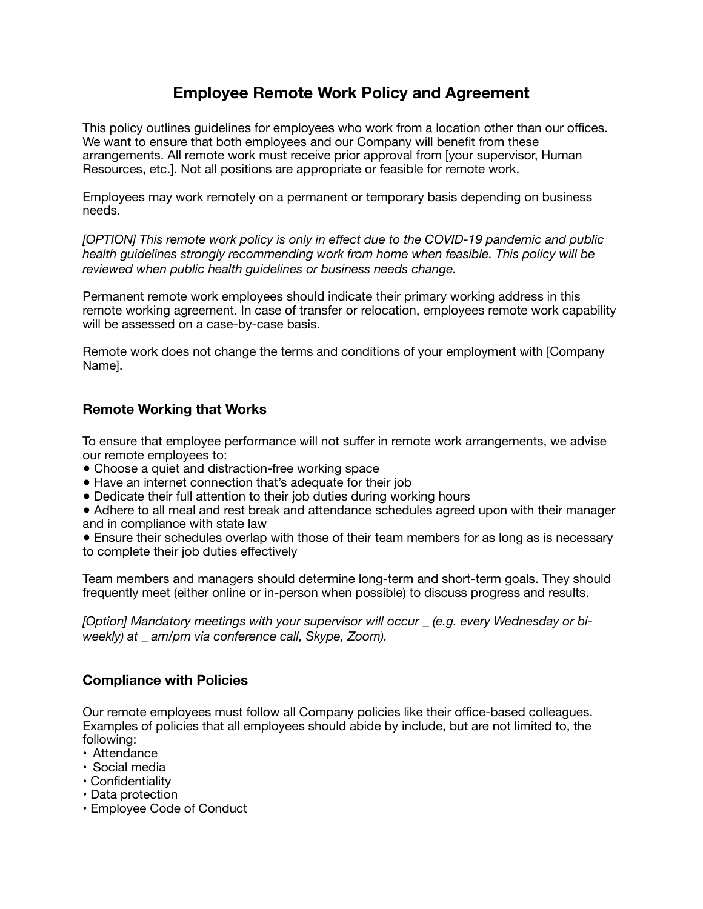# Employee Remote Work Policy and Agreement

This policy outlines guidelines for employees who work from a location other than our offices. We want to ensure that both employees and our Company will benefit from these arrangements. All remote work must receive prior approval from [your supervisor, Human Resources, etc.]. Not all positions are appropriate or feasible for remote work.

Employees may work remotely on a permanent or temporary basis depending on business needs.

*[OPTION] This remote work policy is only in effect due to the COVID-19 pandemic and public health guidelines strongly recommending work from home when feasible. This policy will be reviewed when public health guidelines or business needs change.*

Permanent remote work employees should indicate their primary working address in this remote working agreement. In case of transfer or relocation, employees remote work capability will be assessed on a case-by-case basis.

Remote work does not change the terms and conditions of your employment with [Company Name].

## Remote Working that Works

To ensure that employee performance will not suffer in remote work arrangements, we advise our remote employees to:

- Choose a quiet and distraction-free working space
- Have an internet connection that's adequate for their job
- Dedicate their full attention to their job duties during working hours
- Adhere to all meal and rest break and attendance schedules agreed upon with their manager and in compliance with state law
- Ensure their schedules overlap with those of their team members for as long as is necessary to complete their job duties effectively

Team members and managers should determine long-term and short-term goals. They should frequently meet (either online or in-person when possible) to discuss progress and results.

*[Option] Mandatory meetings with your supervisor will occur _ (e.g. every Wednesday or bi-weekly) at _ am/pm via conference call, Skype, Zoom).*

## Compliance with Policies

Our remote employees must follow all Company policies like their office-based colleagues. Examples of policies that all employees should abide by include, but are not limited to, the following:

- Attendance
- Social media
- Confidentiality
- Data protection
- Employee Code of Conduct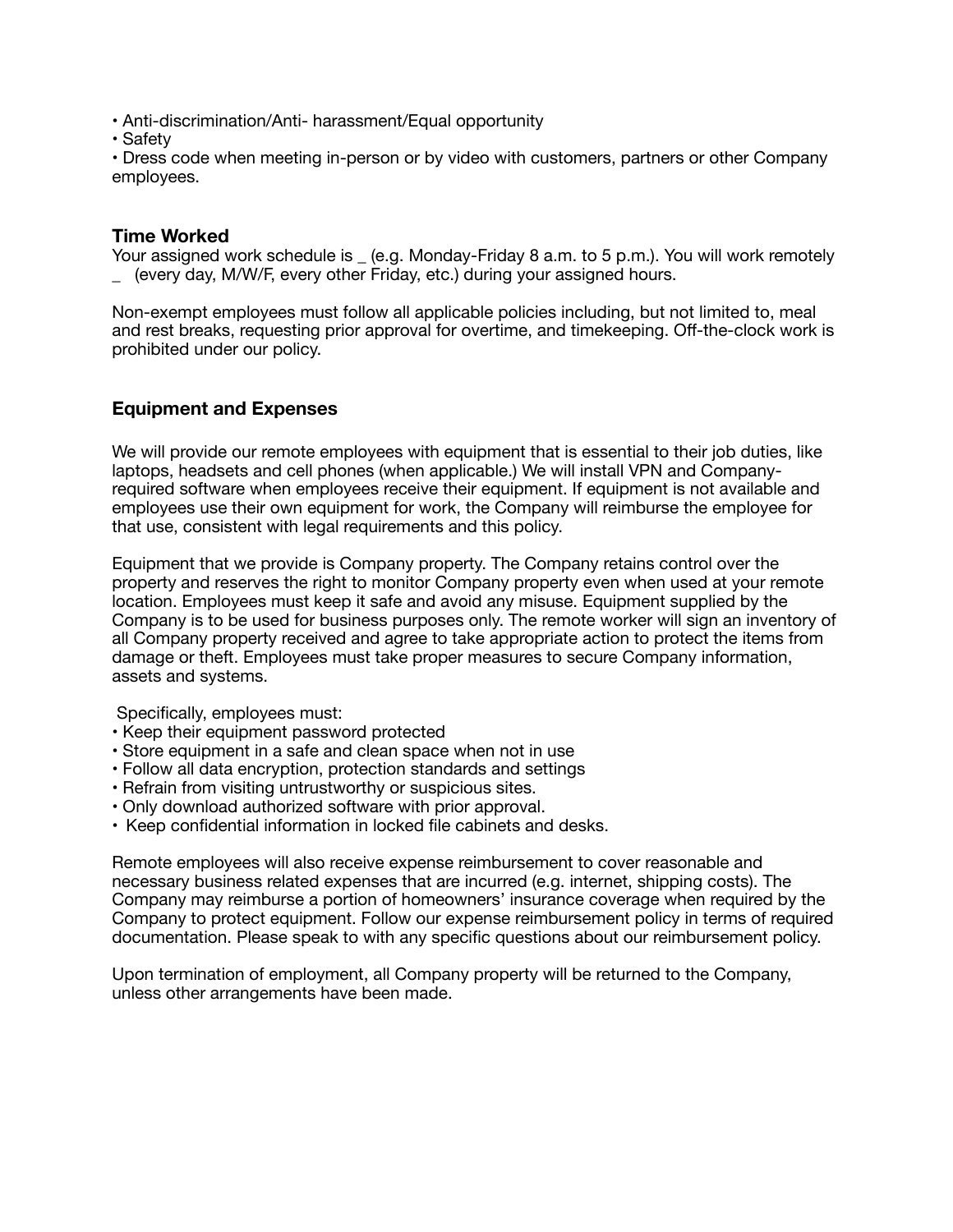- Anti-discrimination/Anti- harassment/Equal opportunity
- Safety
- Dress code when meeting in-person or by video with customers, partners or other Company employees.

## Time Worked

Your assigned work schedule is _ (e.g. Monday-Friday 8 a.m. to 5 p.m.). You will work remotely _ (every day, M/W/F, every other Friday, etc.) during your assigned hours.

Non-exempt employees must follow all applicable policies including, but not limited to, meal and rest breaks, requesting prior approval for overtime, and timekeeping. Off-the-clock work is prohibited under our policy.

## Equipment and Expenses

We will provide our remote employees with equipment that is essential to their job duties, like laptops, headsets and cell phones (when applicable.) We will install VPN and Company-required software when employees receive their equipment. If equipment is not available and employees use their own equipment for work, the Company will reimburse the employee for that use, consistent with legal requirements and this policy.

Equipment that we provide is Company property. The Company retains control over the property and reserves the right to monitor Company property even when used at your remote location. Employees must keep it safe and avoid any misuse. Equipment supplied by the Company is to be used for business purposes only. The remote worker will sign an inventory of all Company property received and agree to take appropriate action to protect the items from damage or theft. Employees must take proper measures to secure Company information, assets and systems.

Specifically, employees must:

- Keep their equipment password protected
- Store equipment in a safe and clean space when not in use
- Follow all data encryption, protection standards and settings
- Refrain from visiting untrustworthy or suspicious sites.
- Only download authorized software with prior approval.
- Keep confidential information in locked file cabinets and desks.

Remote employees will also receive expense reimbursement to cover reasonable and necessary business related expenses that are incurred (e.g. internet, shipping costs). The Company may reimburse a portion of homeowners' insurance coverage when required by the Company to protect equipment. Follow our expense reimbursement policy in terms of required documentation. Please speak to with any specific questions about our reimbursement policy.

Upon termination of employment, all Company property will be returned to the Company, unless other arrangements have been made.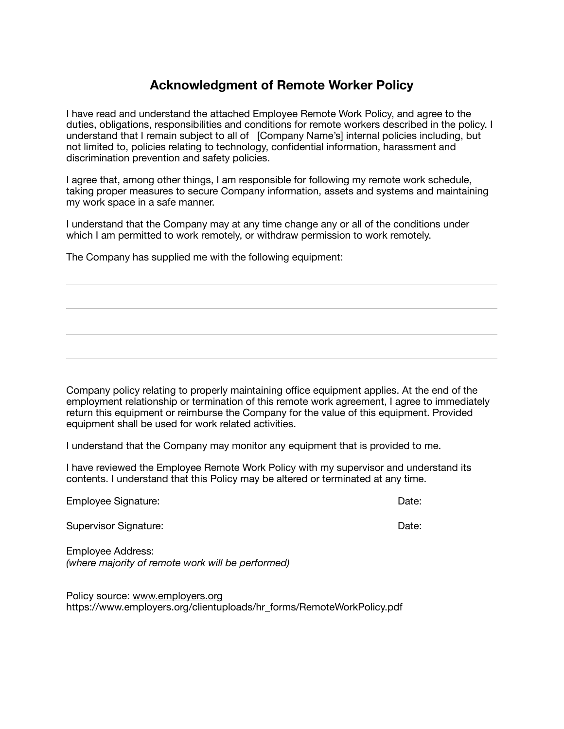# Acknowledgment of Remote Worker Policy

I have read and understand the attached Employee Remote Work Policy, and agree to the duties, obligations, responsibilities and conditions for remote workers described in the policy. I understand that I remain subject to all of [Company Name's] internal policies including, but not limited to, policies relating to technology, confidential information, harassment and discrimination prevention and safety policies.

I agree that, among other things, I am responsible for following my remote work schedule, taking proper measures to secure Company information, assets and systems and maintaining my work space in a safe manner.

I understand that the Company may at any time change any or all of the conditions under which I am permitted to work remotely, or withdraw permission to work remotely.

The Company has supplied me with the following equipment:

\_\_\_\_\_\_\_\_\_\_\_\_\_\_\_\_\_\_\_\_\_\_\_\_\_\_\_\_\_\_\_\_\_\_\_\_\_\_\_\_\_\_\_\_\_\_\_\_\_\_\_\_\_\_\_\_\_\_\_\_

\_\_\_\_\_\_\_\_\_\_\_\_\_\_\_\_\_\_\_\_\_\_\_\_\_\_\_\_\_\_\_\_\_\_\_\_\_\_\_\_\_\_\_\_\_\_\_\_\_\_\_\_\_\_\_\_\_\_\_\_

\_\_\_\_\_\_\_\_\_\_\_\_\_\_\_\_\_\_\_\_\_\_\_\_\_\_\_\_\_\_\_\_\_\_\_\_\_\_\_\_\_\_\_\_\_\_\_\_\_\_\_\_\_\_\_\_\_\_\_\_

\_\_\_\_\_\_\_\_\_\_\_\_\_\_\_\_\_\_\_\_\_\_\_\_\_\_\_\_\_\_\_\_\_\_\_\_\_\_\_\_\_\_\_\_\_\_\_\_\_\_\_\_\_\_\_\_\_\_\_\_

Company policy relating to properly maintaining office equipment applies. At the end of the employment relationship or termination of this remote work agreement, I agree to immediately return this equipment or reimburse the Company for the value of this equipment. Provided equipment shall be used for work related activities.

I understand that the Company may monitor any equipment that is provided to me.

I have reviewed the Employee Remote Work Policy with my supervisor and understand its contents. I understand that this Policy may be altered or terminated at any time.

Employee Signature: Date:

Supervisor Signature: Date:

Employee Address:
*(where majority of remote work will be performed)*

Policy source: www.employers.org
https://www.employers.org/clientuploads/hr_forms/RemoteWorkPolicy.pdf